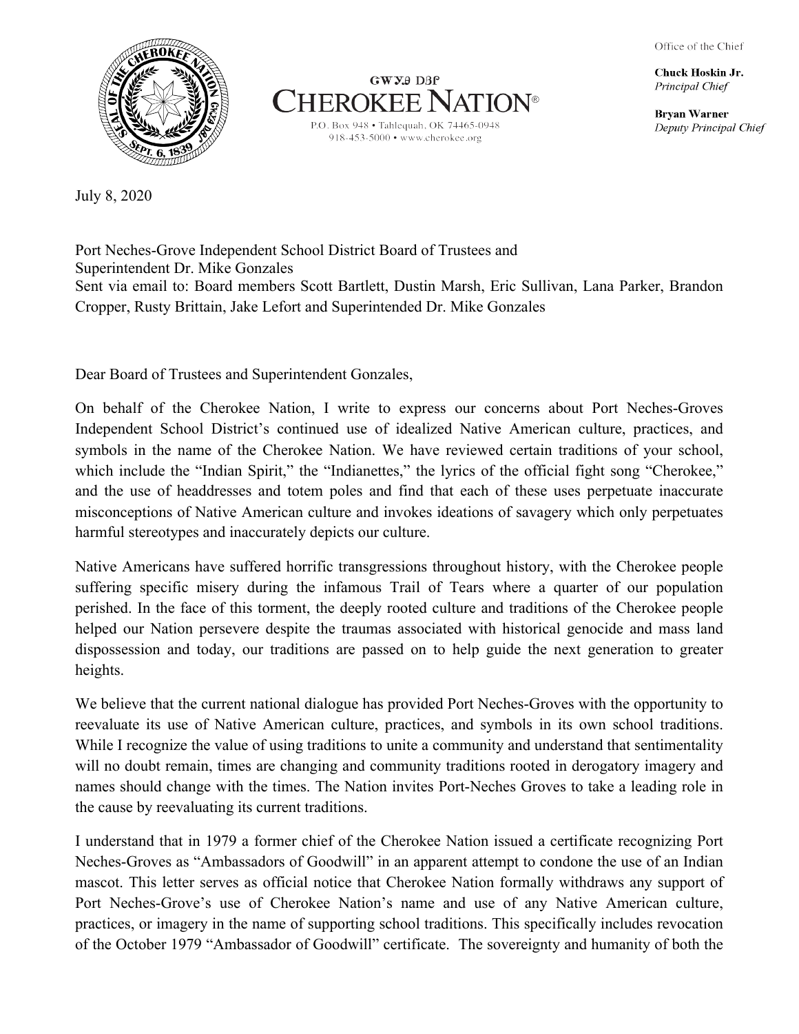GWYꮎ DBᏢ
# CHEROKEE NATION®

P.O. Box 948 • Tahlequah, OK 74465-0948
918-453-5000 • www.cherokee.org

Office of the Chief

**Chuck Hoskin Jr.**
*Principal Chief*

**Bryan Warner**
*Deputy Principal Chief*

July 8, 2020

Port Neches-Grove Independent School District Board of Trustees and
Superintendent Dr. Mike Gonzales
Sent via email to: Board members Scott Bartlett, Dustin Marsh, Eric Sullivan, Lana Parker, Brandon Cropper, Rusty Brittain, Jake Lefort and Superintended Dr. Mike Gonzales

Dear Board of Trustees and Superintendent Gonzales,

On behalf of the Cherokee Nation, I write to express our concerns about Port Neches-Groves Independent School District's continued use of idealized Native American culture, practices, and symbols in the name of the Cherokee Nation. We have reviewed certain traditions of your school, which include the "Indian Spirit," the "Indianettes," the lyrics of the official fight song "Cherokee," and the use of headdresses and totem poles and find that each of these uses perpetuate inaccurate misconceptions of Native American culture and invokes ideations of savagery which only perpetuates harmful stereotypes and inaccurately depicts our culture.

Native Americans have suffered horrific transgressions throughout history, with the Cherokee people suffering specific misery during the infamous Trail of Tears where a quarter of our population perished. In the face of this torment, the deeply rooted culture and traditions of the Cherokee people helped our Nation persevere despite the traumas associated with historical genocide and mass land dispossession and today, our traditions are passed on to help guide the next generation to greater heights.

We believe that the current national dialogue has provided Port Neches-Groves with the opportunity to reevaluate its use of Native American culture, practices, and symbols in its own school traditions. While I recognize the value of using traditions to unite a community and understand that sentimentality will no doubt remain, times are changing and community traditions rooted in derogatory imagery and names should change with the times. The Nation invites Port-Neches Groves to take a leading role in the cause by reevaluating its current traditions.

I understand that in 1979 a former chief of the Cherokee Nation issued a certificate recognizing Port Neches-Groves as "Ambassadors of Goodwill" in an apparent attempt to condone the use of an Indian mascot. This letter serves as official notice that Cherokee Nation formally withdraws any support of Port Neches-Grove's use of Cherokee Nation's name and use of any Native American culture, practices, or imagery in the name of supporting school traditions. This specifically includes revocation of the October 1979 "Ambassador of Goodwill" certificate. The sovereignty and humanity of both the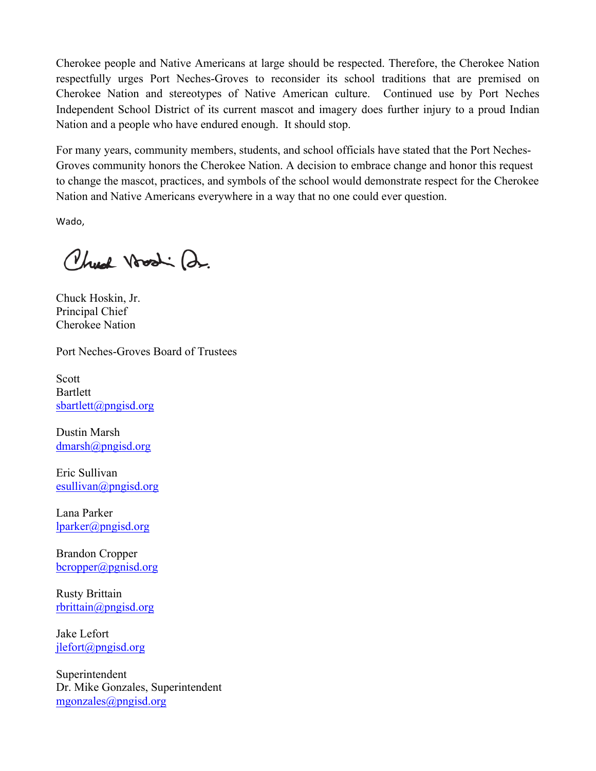Cherokee people and Native Americans at large should be respected. Therefore, the Cherokee Nation respectfully urges Port Neches-Groves to reconsider its school traditions that are premised on Cherokee Nation and stereotypes of Native American culture. Continued use by Port Neches Independent School District of its current mascot and imagery does further injury to a proud Indian Nation and a people who have endured enough. It should stop.

For many years, community members, students, and school officials have stated that the Port Neches-Groves community honors the Cherokee Nation. A decision to embrace change and honor this request to change the mascot, practices, and symbols of the school would demonstrate respect for the Cherokee Nation and Native Americans everywhere in a way that no one could ever question.

Wado,

Chuck Hoskin, Jr.
Principal Chief
Cherokee Nation

Port Neches-Groves Board of Trustees

Scott
Bartlett
sbartlett@pngisd.org

Dustin Marsh
dmarsh@pngisd.org

Eric Sullivan
esullivan@pngisd.org

Lana Parker
lparker@pngisd.org

Brandon Cropper
bcropper@pgnisd.org

Rusty Brittain
rbrittain@pngisd.org

Jake Lefort
jlefort@pngisd.org

Superintendent
Dr. Mike Gonzales, Superintendent
mgonzales@pngisd.org